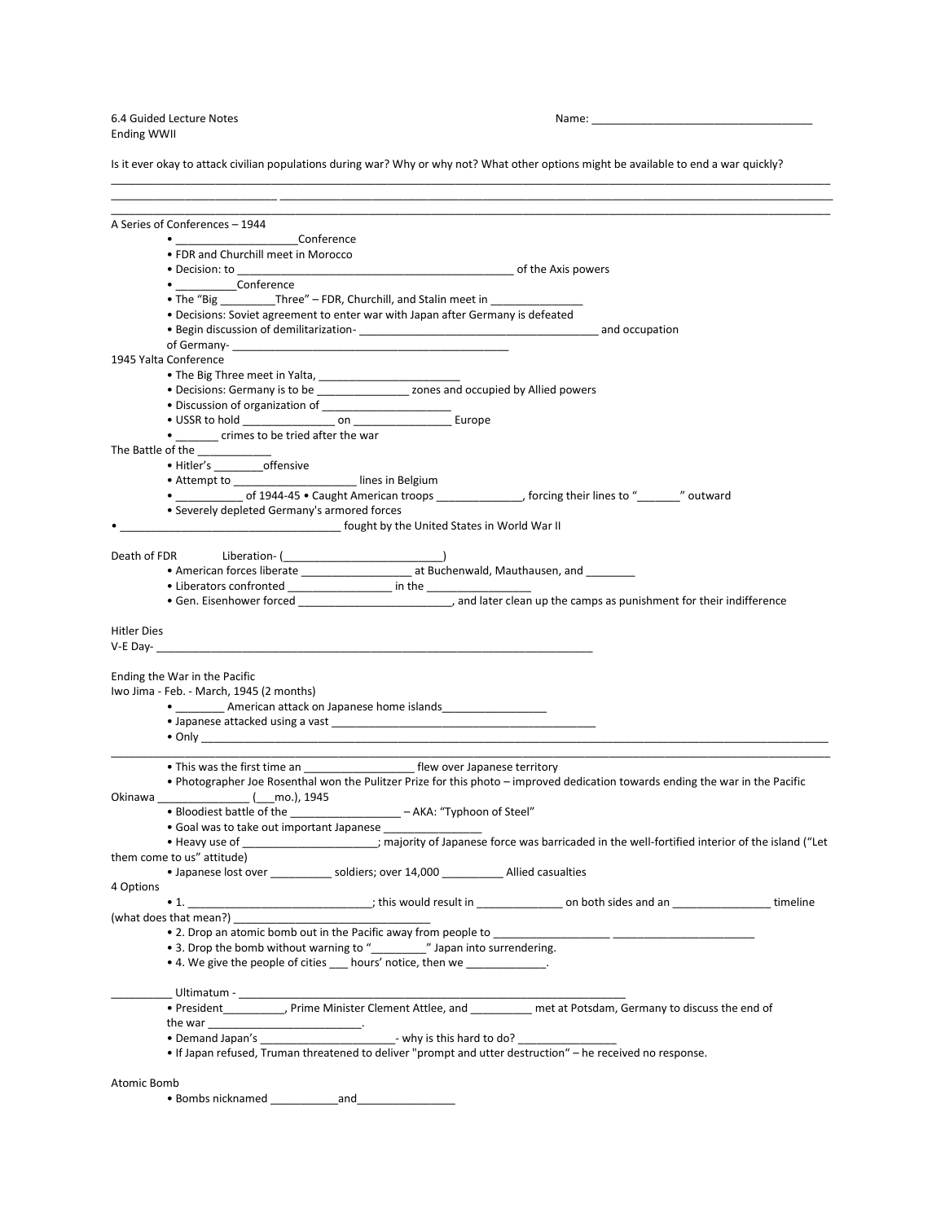6.4 Guided Lecture Notes
Ending WWII

Name: ____________________________________

Is it ever okay to attack civilian populations during war? Why or why not? What other options might be available to end a war quickly?
_______________________________________________________________________________________________________________
__________________________ _____________________________________________________________________________________
_______________________________________________________________________________________________________________

A Series of Conferences – 1944
- ____________________Conference
- FDR and Churchill meet in Morocco
- Decision: to ______________________________________________ of the Axis powers
- __________Conference
- The "Big _________Three" – FDR, Churchill, and Stalin meet in _______________
- Decisions: Soviet agreement to enter war with Japan after Germany is defeated
- Begin discussion of demilitarization- ______________________________________ and occupation of Germany- ______________________________________________

1945 Yalta Conference
- The Big Three meet in Yalta, _______________________
- Decisions: Germany is to be _______________ zones and occupied by Allied powers
- Discussion of organization of ______________________
- USSR to hold _______________ on ________________ Europe
- _______ crimes to be tried after the war

The Battle of the ____________
- Hitler's ________offensive
- Attempt to ____________________ lines in Belgium
- ___________ of 1944-45 • Caught American troops ______________, forcing their lines to "_______" outward
- Severely depleted Germany's armored forces

- ____________________________________ fought by the United States in World War II

Death of FDR Liberation- (__________________________)
- American forces liberate __________________ at Buchenwald, Mauthausen, and ________
- Liberators confronted _________________ in the _________________
- Gen. Eisenhower forced _________________________, and later clean up the camps as punishment for their indifference

Hitler Dies

V-E Day- _________________________________________________________________________

Ending the War in the Pacific

Iwo Jima - Feb. - March, 1945 (2 months)
- ________ American attack on Japanese home islands_________________
- Japanese attacked using a vast ___________________________________________
- Only _________________________________________________________________________________________________
_______________________________________________________________________________________________________________
- This was the first time an __________________ flew over Japanese territory
- Photographer Joe Rosenthal won the Pulitzer Prize for this photo – improved dedication towards ending the war in the Pacific

Okinawa _______________ (___mo.), 1945
- Bloodiest battle of the __________________ – AKA: "Typhoon of Steel"
- Goal was to take out important Japanese ________________
- Heavy use of ______________________; majority of Japanese force was barricaded in the well-fortified interior of the island ("Let them come to us" attitude)
- Japanese lost over __________ soldiers; over 14,000 __________ Allied casualties

4 Options
- 1. ______________________________; this would result in ______________ on both sides and an ________________ timeline (what does that mean?) ________________________________
- 2. Drop an atomic bomb out in the Pacific away from people to ___________________ _______________________
- 3. Drop the bomb without warning to "_________" Japan into surrendering.
- 4. We give the people of cities ___ hours' notice, then we _____________.

__________ Ultimatum - _________________________________________________________________
- President__________, Prime Minister Clement Attlee, and __________ met at Potsdam, Germany to discuss the end of the war _________________________.
- Demand Japan's ______________________- why is this hard to do? ________________
- If Japan refused, Truman threatened to deliver "prompt and utter destruction" – he received no response.

Atomic Bomb
- Bombs nicknamed ___________and________________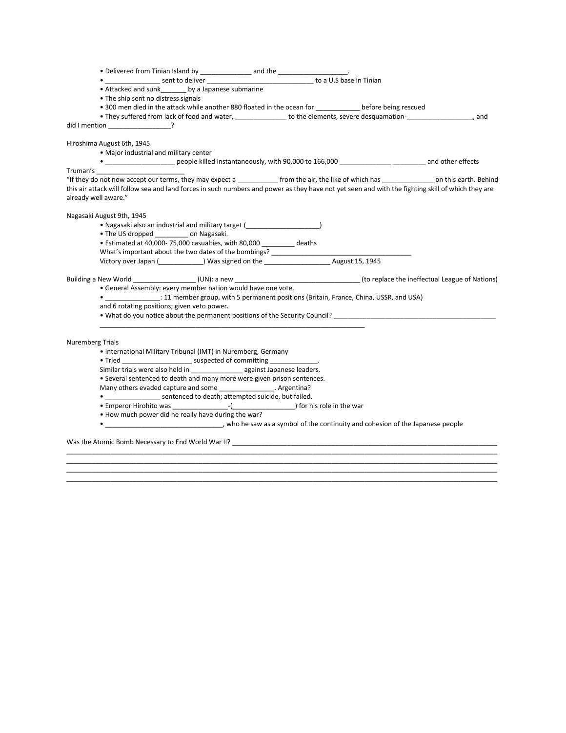- Delivered from Tinian Island by ______________ and the ___________________.
- _______________ sent to deliver ______________________________ to a U.S base in Tinian
- Attacked and sunk_______ by a Japanese submarine
- The ship sent no distress signals
- 300 men died in the attack while another 880 floated in the ocean for ____________ before being rescued
- They suffered from lack of food and water, ______________ to the elements, severe desquamation-__________________, and did I mention _________________?

Hiroshima August 6th, 1945

- Major industrial and military center
- ___________________ people killed instantaneously, with 90,000 to 166,000 ______________ _________ and other effects

Truman's ________________________

"If they do not now accept our terms, they may expect a ___________ from the air, the like of which has ______________ on this earth. Behind this air attack will follow sea and land forces in such numbers and power as they have not yet seen and with the fighting skill of which they are already well aware."

Nagasaki August 9th, 1945

- Nagasaki also an industrial and military target (____________________)
- The US dropped _________ on Nagasaki.
- Estimated at 40,000- 75,000 casualties, with 80,000 _________ deaths

What's important about the two dates of the bombings? ______________________________________

Victory over Japan (____________) Was signed on the __________________ August 15, 1945

Building a New World _________________ (UN): a new _________________________________ (to replace the ineffectual League of Nations)

- General Assembly: every member nation would have one vote.
- ______________: 11 member group, with 5 permanent positions (Britain, France, China, USSR, and USA) and 6 rotating positions; given veto power.
- What do you notice about the permanent positions of the Security Council? ____________________________________________ ________________________________________________________________________

Nuremberg Trials

- International Military Tribunal (IMT) in Nuremberg, Germany
- Tried ___________________ suspected of committing _____________.

Similar trials were also held in ______________ against Japanese leaders.

- Several sentenced to death and many more were given prison sentences.

Many others evaded capture and some _______________. Argentina?

- _______________ sentenced to death; attempted suicide, but failed.
- Emperor Hirohito was _______________-(_________________) for his role in the war
- How much power did he really have during the war?
- ________________________________, who he saw as a symbol of the continuity and cohesion of the Japanese people

Was the Atomic Bomb Necessary to End World War II? ___________________________________________________________________________
______________________________________________________________________________________________________________
______________________________________________________________________________________________________________
______________________________________________________________________________________________________________
______________________________________________________________________________________________________________